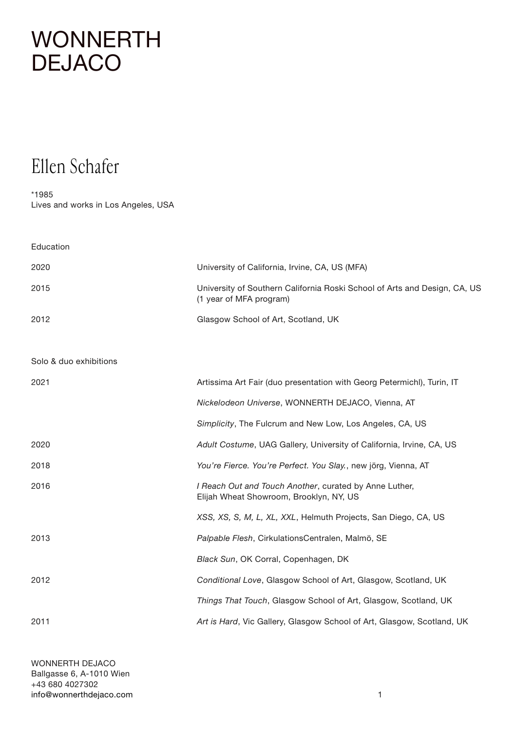# WONNERTH DEJACO

## Ellen Schafer

*1985
Lives and works in Los Angeles, USA

### Education

| | |
|---|---|
| 2020 | University of California, Irvine, CA, US (MFA) |
| 2015 | University of Southern California Roski School of Arts and Design, CA, US (1 year of MFA program) |
| 2012 | Glasgow School of Art, Scotland, UK |

### Solo & duo exhibitions

| | |
|---|---|
| 2021 | Artissima Art Fair (duo presentation with Georg Petermichl), Turin, IT |
| | *Nickelodeon Universe*, WONNERTH DEJACO, Vienna, AT |
| | *Simplicity*, The Fulcrum and New Low, Los Angeles, CA, US |
| 2020 | *Adult Costume*, UAG Gallery, University of California, Irvine, CA, US |
| 2018 | *You're Fierce. You're Perfect. You Slay.*, new jörg, Vienna, AT |
| 2016 | *I Reach Out and Touch Another*, curated by Anne Luther, Elijah Wheat Showroom, Brooklyn, NY, US |
| | *XSS, XS, S, M, L, XL, XXL*, Helmuth Projects, San Diego, CA, US |
| 2013 | *Palpable Flesh*, CirkulationsCentralen, Malmö, SE |
| | *Black Sun*, OK Corral, Copenhagen, DK |
| 2012 | *Conditional Love*, Glasgow School of Art, Glasgow, Scotland, UK |
| | *Things That Touch*, Glasgow School of Art, Glasgow, Scotland, UK |
| 2011 | *Art is Hard*, Vic Gallery, Glasgow School of Art, Glasgow, Scotland, UK |

WONNERTH DEJACO
Ballgasse 6, A-1010 Wien
+43 680 4027302
info@wonnerthdejaco.com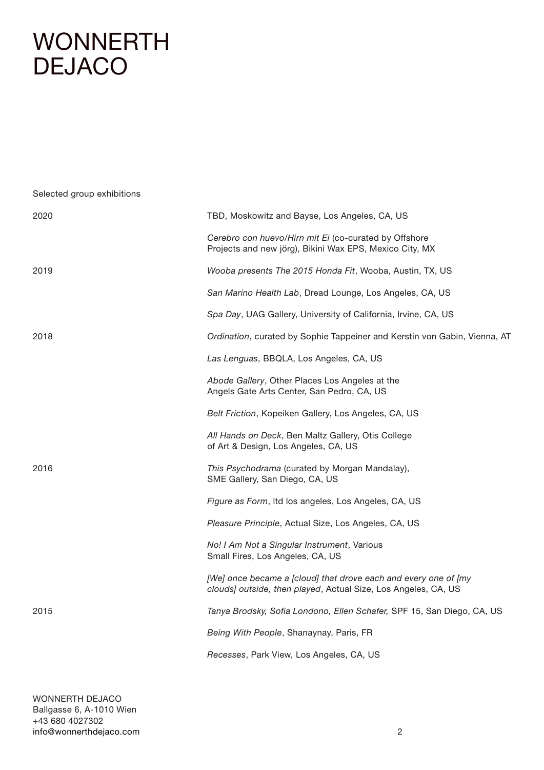# WONNERTH DEJACO

Selected group exhibitions

2020

TBD, Moskowitz and Bayse, Los Angeles, CA, US

*Cerebro con huevo/Hirn mit Ei* (co-curated by Offshore Projects and new jörg), Bikini Wax EPS, Mexico City, MX

2019

*Wooba presents The 2015 Honda Fit*, Wooba, Austin, TX, US

*San Marino Health Lab*, Dread Lounge, Los Angeles, CA, US

*Spa Day*, UAG Gallery, University of California, Irvine, CA, US

2018

*Ordination*, curated by Sophie Tappeiner and Kerstin von Gabin, Vienna, AT

*Las Lenguas*, BBQLA, Los Angeles, CA, US

*Abode Gallery*, Other Places Los Angeles at the Angels Gate Arts Center, San Pedro, CA, US

*Belt Friction*, Kopeiken Gallery, Los Angeles, CA, US

*All Hands on Deck*, Ben Maltz Gallery, Otis College of Art & Design, Los Angeles, CA, US

2016

*This Psychodrama* (curated by Morgan Mandalay), SME Gallery, San Diego, CA, US

*Figure as Form*, ltd los angeles, Los Angeles, CA, US

*Pleasure Principle*, Actual Size, Los Angeles, CA, US

*No! I Am Not a Singular Instrument*, Various Small Fires, Los Angeles, CA, US

*[We] once became a [cloud] that drove each and every one of [my clouds] outside, then played*, Actual Size, Los Angeles, CA, US

2015

*Tanya Brodsky, Sofia Londono, Ellen Schafer,* SPF 15, San Diego, CA, US

*Being With People*, Shanaynay, Paris, FR

*Recesses*, Park View, Los Angeles, CA, US

WONNERTH DEJACO
Ballgasse 6, A-1010 Wien
+43 680 4027302
info@wonnerthdejaco.com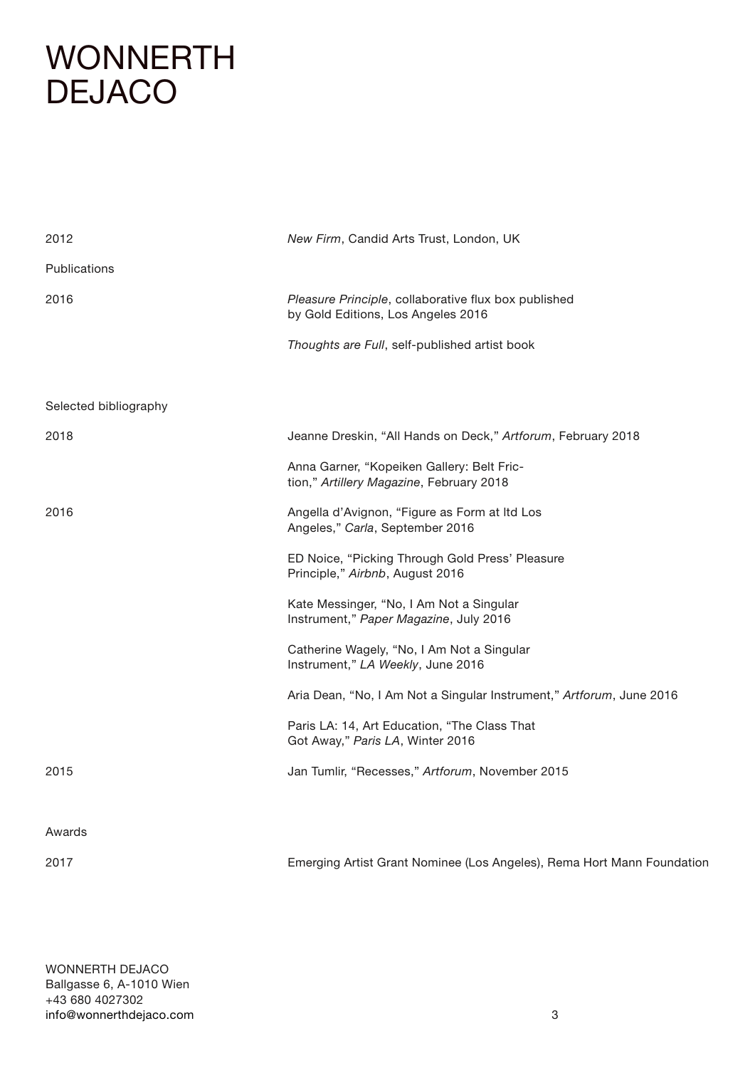# WONNERTH DEJACO

2012 *New Firm*, Candid Arts Trust, London, UK

## Publications

2016 *Pleasure Principle*, collaborative flux box published by Gold Editions, Los Angeles 2016

*Thoughts are Full*, self-published artist book

## Selected bibliography

2018 Jeanne Dreskin, "All Hands on Deck," *Artforum*, February 2018

Anna Garner, "Kopeiken Gallery: Belt Friction," *Artillery Magazine*, February 2018

2016 Angella d'Avignon, "Figure as Form at ltd Los Angeles," *Carla*, September 2016

ED Noice, "Picking Through Gold Press' Pleasure Principle," *Airbnb*, August 2016

Kate Messinger, "No, I Am Not a Singular Instrument," *Paper Magazine*, July 2016

Catherine Wagely, "No, I Am Not a Singular Instrument," *LA Weekly*, June 2016

Aria Dean, "No, I Am Not a Singular Instrument," *Artforum*, June 2016

Paris LA: 14, Art Education, "The Class That Got Away," *Paris LA*, Winter 2016

2015 Jan Tumlir, "Recesses," *Artforum*, November 2015

## Awards

2017 Emerging Artist Grant Nominee (Los Angeles), Rema Hort Mann Foundation

WONNERTH DEJACO
Ballgasse 6, A-1010 Wien
+43 680 4027302
info@wonnerthdejaco.com